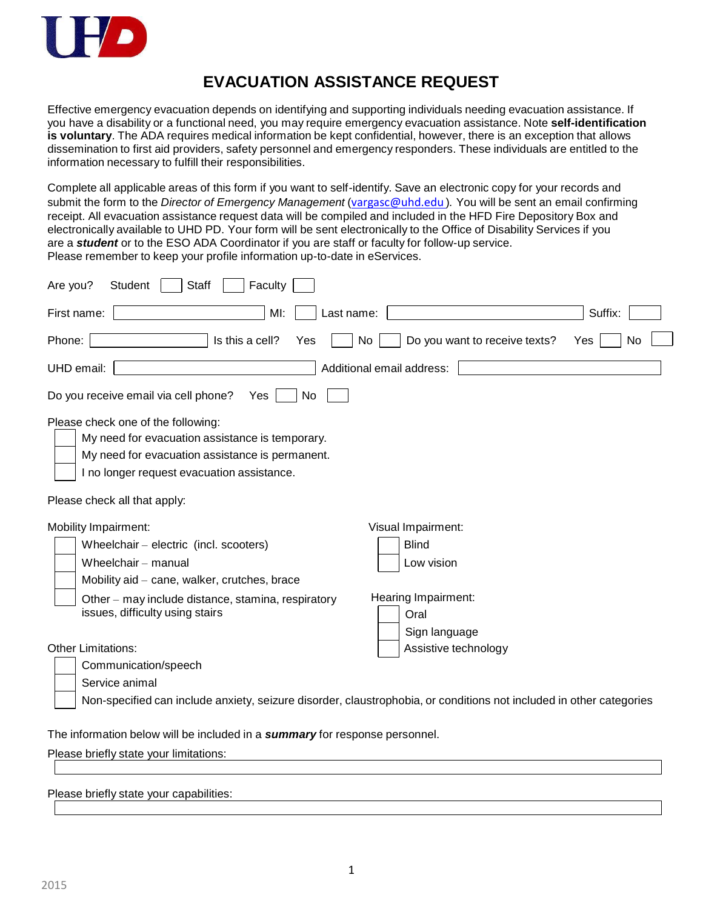UHD

# EVACUATION ASSISTANCE REQUEST

Effective emergency evacuation depends on identifying and supporting individuals needing evacuation assistance. If you have a disability or a functional need, you may require emergency evacuation assistance. Note **self-identification is voluntary**. The ADA requires medical information be kept confidential, however, there is an exception that allows dissemination to first aid providers, safety personnel and emergency responders. These individuals are entitled to the information necessary to fulfill their responsibilities.

Complete all applicable areas of this form if you want to self-identify. Save an electronic copy for your records and submit the form to the *Director of Emergency Management* (vargasc@uhd.edu). You will be sent an email confirming receipt. All evacuation assistance request data will be compiled and included in the HFD Fire Depository Box and electronically available to UHD PD. Your form will be sent electronically to the Office of Disability Services if you are a ***student*** or to the ESO ADA Coordinator if you are staff or faculty for follow-up service.
Please remember to keep your profile information up-to-date in eServices.

Are you? Student ☐ Staff ☐ Faculty ☐

First name: ________ MI: ____ Last name: ________ Suffix: ____

Phone: ________ Is this a cell? Yes ☐ No ☐ Do you want to receive texts? Yes ☐ No ☐

UHD email: ________ Additional email address: ________

Do you receive email via cell phone? Yes ☐ No ☐

Please check one of the following:

- ☐ My need for evacuation assistance is temporary.
- ☐ My need for evacuation assistance is permanent.
- ☐ I no longer request evacuation assistance.

Please check all that apply:

Mobility Impairment:

- ☐ Wheelchair – electric (incl. scooters)
- ☐ Wheelchair – manual
- ☐ Mobility aid – cane, walker, crutches, brace
- ☐ Other – may include distance, stamina, respiratory issues, difficulty using stairs

Visual Impairment:

- ☐ Blind
- ☐ Low vision

Hearing Impairment:

- ☐ Oral
- ☐ Sign language
- ☐ Assistive technology

Other Limitations:

- ☐ Communication/speech
- ☐ Service animal
- ☐ Non-specified can include anxiety, seizure disorder, claustrophobia, or conditions not included in other categories

The information below will be included in a ***summary*** for response personnel.

Please briefly state your limitations:

________

Please briefly state your capabilities:

________

2015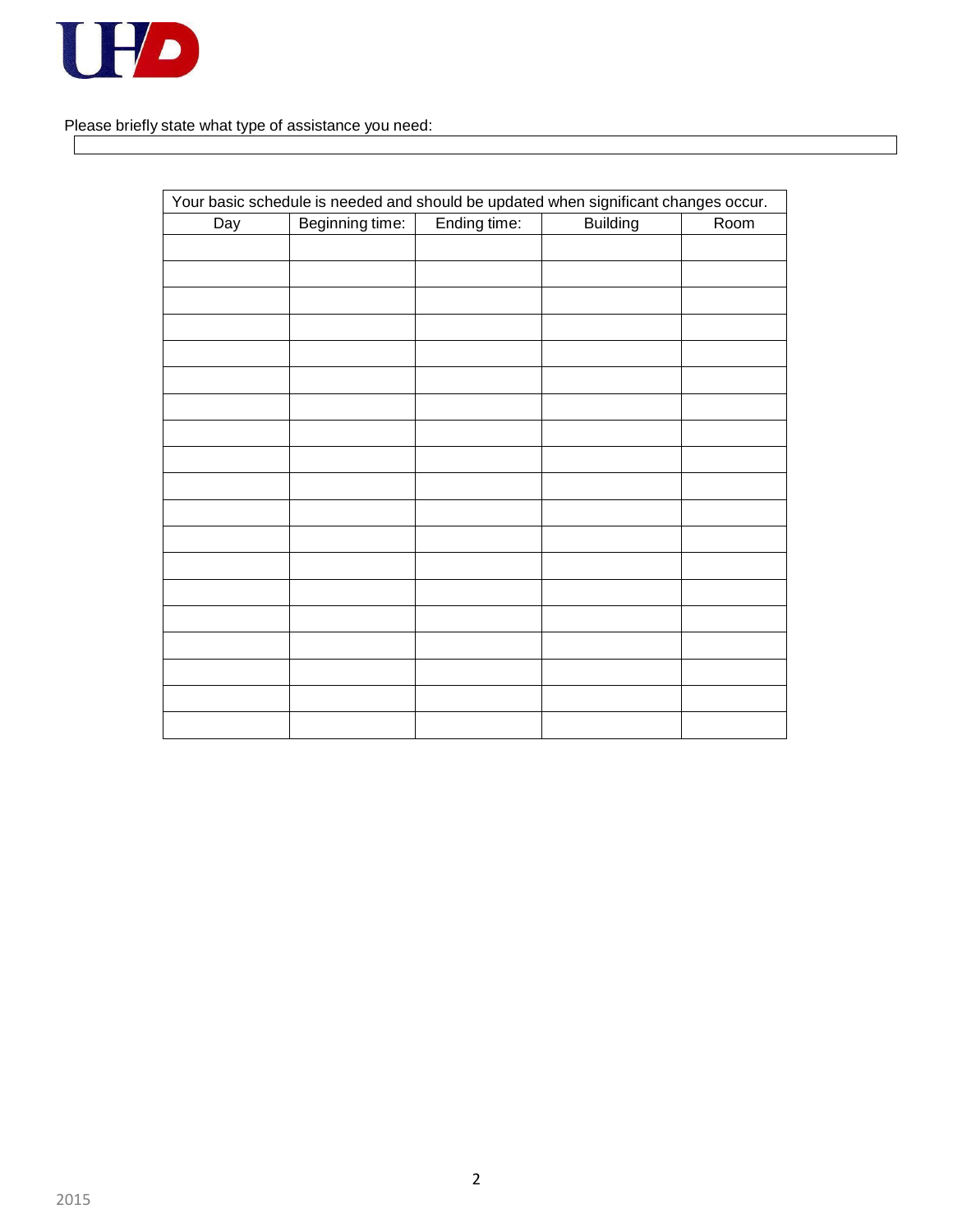Please briefly state what type of assistance you need:

| |
|---|
| |

| Your basic schedule is needed and should be updated when significant changes occur. | | | | |
|---|---|---|---|---|
| Day | Beginning time: | Ending time: | Building | Room |
| | | | | |
| | | | | |
| | | | | |
| | | | | |
| | | | | |
| | | | | |
| | | | | |
| | | | | |
| | | | | |
| | | | | |
| | | | | |
| | | | | |
| | | | | |
| | | | | |
| | | | | |
| | | | | |
| | | | | |
| | | | | |
| | | | | |

2015